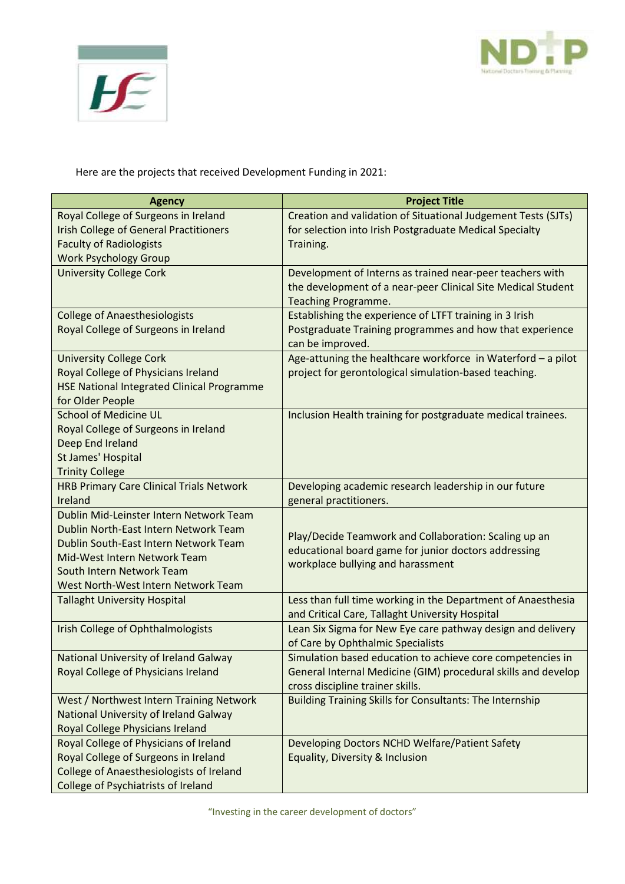Here are the projects that received Development Funding in 2021:

| Agency | Project Title |
|---|---|
| Royal College of Surgeons in Ireland<br>Irish College of General Practitioners<br>Faculty of Radiologists<br>Work Psychology Group | Creation and validation of Situational Judgement Tests (SJTs) for selection into Irish Postgraduate Medical Specialty Training. |
| University College Cork | Development of Interns as trained near-peer teachers with the development of a near-peer Clinical Site Medical Student Teaching Programme. |
| College of Anaesthesiologists<br>Royal College of Surgeons in Ireland | Establishing the experience of LTFT training in 3 Irish Postgraduate Training programmes and how that experience can be improved. |
| University College Cork<br>Royal College of Physicians Ireland<br>HSE National Integrated Clinical Programme for Older People | Age-attuning the healthcare workforce in Waterford – a pilot project for gerontological simulation-based teaching. |
| School of Medicine UL<br>Royal College of Surgeons in Ireland<br>Deep End Ireland<br>St James' Hospital<br>Trinity College | Inclusion Health training for postgraduate medical trainees. |
| HRB Primary Care Clinical Trials Network Ireland | Developing academic research leadership in our future general practitioners. |
| Dublin Mid-Leinster Intern Network Team<br>Dublin North-East Intern Network Team<br>Dublin South-East Intern Network Team<br>Mid-West Intern Network Team<br>South Intern Network Team<br>West North-West Intern Network Team | Play/Decide Teamwork and Collaboration: Scaling up an educational board game for junior doctors addressing workplace bullying and harassment |
| Tallaght University Hospital | Less than full time working in the Department of Anaesthesia and Critical Care, Tallaght University Hospital |
| Irish College of Ophthalmologists | Lean Six Sigma for New Eye care pathway design and delivery of Care by Ophthalmic Specialists |
| National University of Ireland Galway<br>Royal College of Physicians Ireland | Simulation based education to achieve core competencies in General Internal Medicine (GIM) procedural skills and develop cross discipline trainer skills. |
| West / Northwest Intern Training Network<br>National University of Ireland Galway<br>Royal College Physicians Ireland | Building Training Skills for Consultants: The Internship |
| Royal College of Physicians of Ireland<br>Royal College of Surgeons in Ireland<br>College of Anaesthesiologists of Ireland<br>College of Psychiatrists of Ireland | Developing Doctors NCHD Welfare/Patient Safety<br>Equality, Diversity & Inclusion |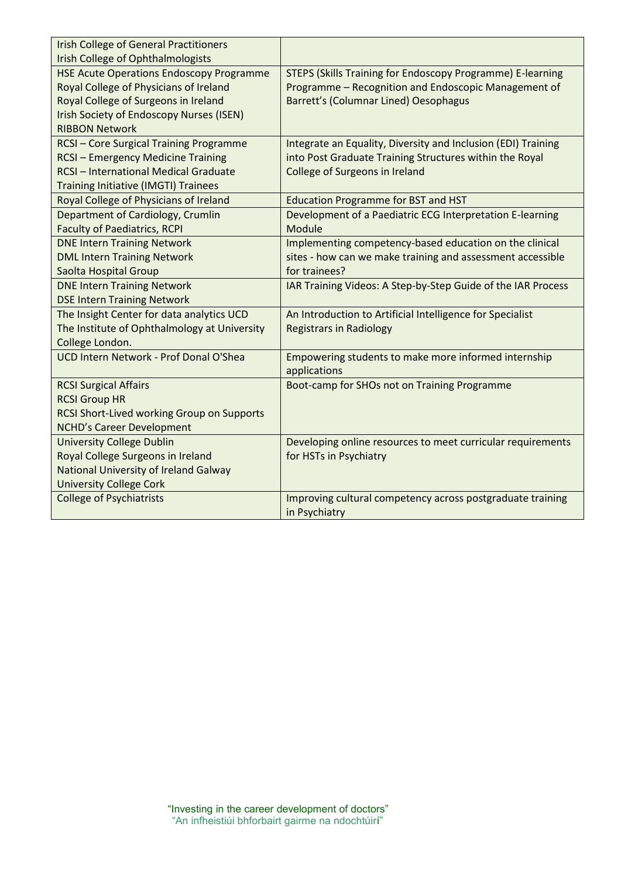| | |
|---|---|
| Irish College of General Practitioners<br>Irish College of Ophthalmologists | |
| HSE Acute Operations Endoscopy Programme<br>Royal College of Physicians of Ireland<br>Royal College of Surgeons in Ireland<br>Irish Society of Endoscopy Nurses (ISEN)<br>RIBBON Network | STEPS (Skills Training for Endoscopy Programme) E-learning Programme – Recognition and Endoscopic Management of Barrett's (Columnar Lined) Oesophagus |
| RCSI – Core Surgical Training Programme<br>RCSI – Emergency Medicine Training<br>RCSI – International Medical Graduate Training Initiative (IMGTI) Trainees | Integrate an Equality, Diversity and Inclusion (EDI) Training into Post Graduate Training Structures within the Royal College of Surgeons in Ireland |
| Royal College of Physicians of Ireland | Education Programme for BST and HST |
| Department of Cardiology, Crumlin<br>Faculty of Paediatrics, RCPI | Development of a Paediatric ECG Interpretation E-learning Module |
| DNE Intern Training Network<br>DML Intern Training Network<br>Saolta Hospital Group | Implementing competency-based education on the clinical sites - how can we make training and assessment accessible for trainees? |
| DNE Intern Training Network<br>DSE Intern Training Network | IAR Training Videos: A Step-by-Step Guide of the IAR Process |
| The Insight Center for data analytics UCD<br>The Institute of Ophthalmology at University College London. | An Introduction to Artificial Intelligence for Specialist Registrars in Radiology |
| UCD Intern Network - Prof Donal O'Shea | Empowering students to make more informed internship applications |
| RCSI Surgical Affairs<br>RCSI Group HR<br>RCSI Short-Lived working Group on Supports<br>NCHD's Career Development | Boot-camp for SHOs not on Training Programme |
| University College Dublin<br>Royal College Surgeons in Ireland<br>National University of Ireland Galway<br>University College Cork | Developing online resources to meet curricular requirements for HSTs in Psychiatry |
| College of Psychiatrists | Improving cultural competency across postgraduate training in Psychiatry |